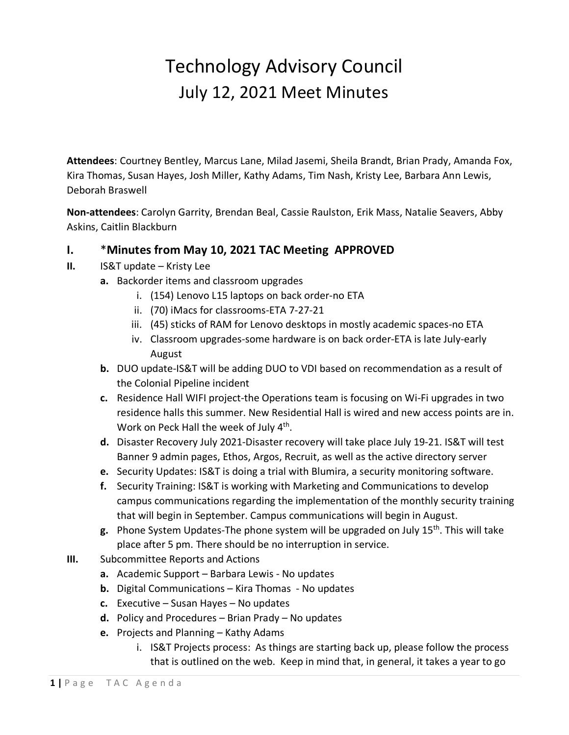# Technology Advisory Council

## July 12, 2021 Meet Minutes

**Attendees**: Courtney Bentley, Marcus Lane, Milad Jasemi, Sheila Brandt, Brian Prady, Amanda Fox, Kira Thomas, Susan Hayes, Josh Miller, Kathy Adams, Tim Nash, Kristy Lee, Barbara Ann Lewis, Deborah Braswell

**Non-attendees**: Carolyn Garrity, Brendan Beal, Cassie Raulston, Erik Mass, Natalie Seavers, Abby Askins, Caitlin Blackburn

### I. *Minutes from May 10, 2021 TAC Meeting APPROVED

**II.** IS&T update – Kristy Lee

- **a.** Backorder items and classroom upgrades
  - i. (154) Lenovo L15 laptops on back order-no ETA
  - ii. (70) iMacs for classrooms-ETA 7-27-21
  - iii. (45) sticks of RAM for Lenovo desktops in mostly academic spaces-no ETA
  - iv. Classroom upgrades-some hardware is on back order-ETA is late July-early August
- **b.** DUO update-IS&T will be adding DUO to VDI based on recommendation as a result of the Colonial Pipeline incident
- **c.** Residence Hall WIFI project-the Operations team is focusing on Wi-Fi upgrades in two residence halls this summer. New Residential Hall is wired and new access points are in. Work on Peck Hall the week of July 4th.
- **d.** Disaster Recovery July 2021-Disaster recovery will take place July 19-21. IS&T will test Banner 9 admin pages, Ethos, Argos, Recruit, as well as the active directory server
- **e.** Security Updates: IS&T is doing a trial with Blumira, a security monitoring software.
- **f.** Security Training: IS&T is working with Marketing and Communications to develop campus communications regarding the implementation of the monthly security training that will begin in September. Campus communications will begin in August.
- **g.** Phone System Updates-The phone system will be upgraded on July 15th. This will take place after 5 pm. There should be no interruption in service.

**III.** Subcommittee Reports and Actions

- **a.** Academic Support – Barbara Lewis - No updates
- **b.** Digital Communications – Kira Thomas - No updates
- **c.** Executive – Susan Hayes – No updates
- **d.** Policy and Procedures – Brian Prady – No updates
- **e.** Projects and Planning – Kathy Adams
  - i. IS&T Projects process: As things are starting back up, please follow the process that is outlined on the web. Keep in mind that, in general, it takes a year to go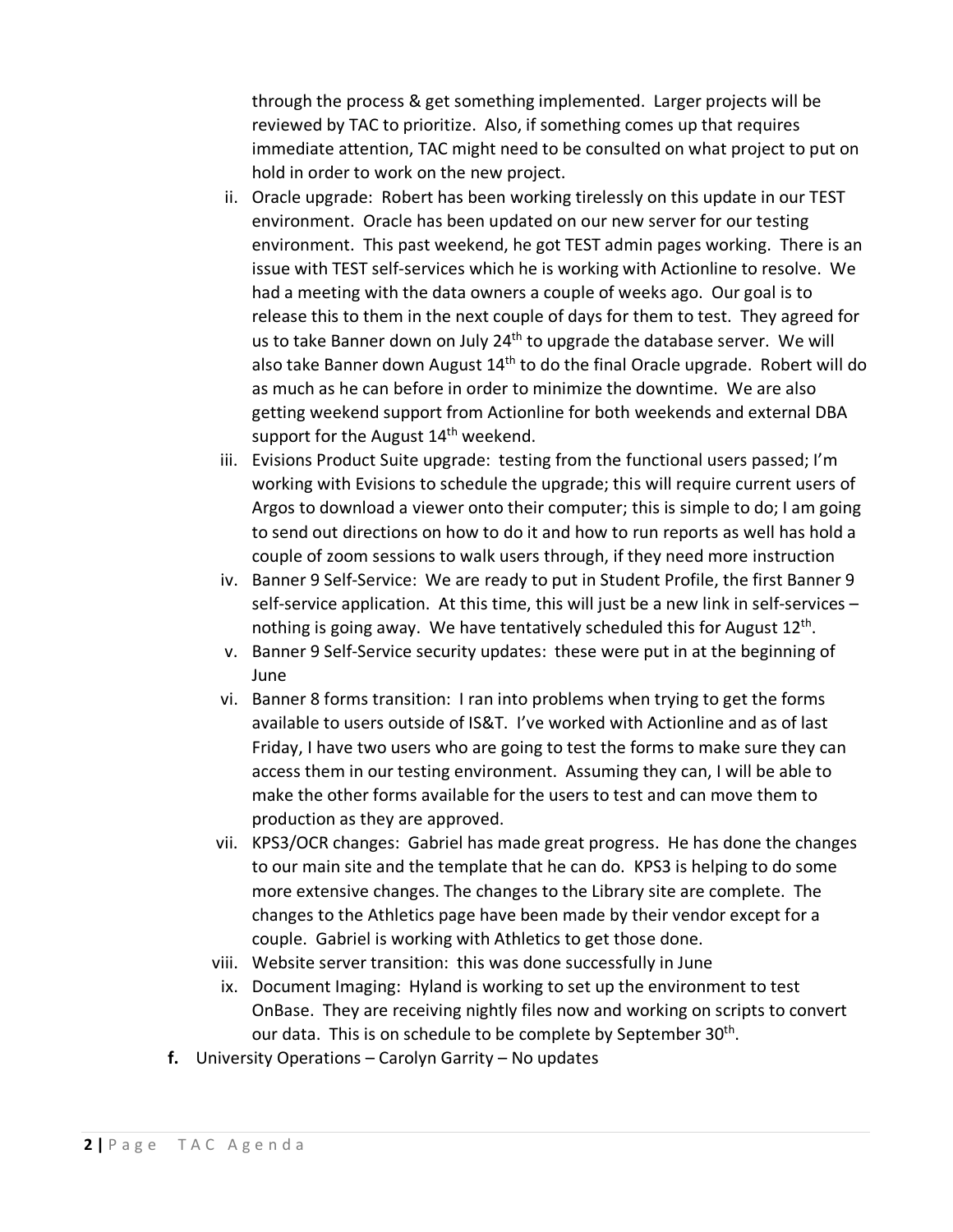through the process & get something implemented. Larger projects will be reviewed by TAC to prioritize. Also, if something comes up that requires immediate attention, TAC might need to be consulted on what project to put on hold in order to work on the new project.

ii. Oracle upgrade: Robert has been working tirelessly on this update in our TEST environment. Oracle has been updated on our new server for our testing environment. This past weekend, he got TEST admin pages working. There is an issue with TEST self-services which he is working with Actionline to resolve. We had a meeting with the data owners a couple of weeks ago. Our goal is to release this to them in the next couple of days for them to test. They agreed for us to take Banner down on July 24th to upgrade the database server. We will also take Banner down August 14th to do the final Oracle upgrade. Robert will do as much as he can before in order to minimize the downtime. We are also getting weekend support from Actionline for both weekends and external DBA support for the August 14th weekend.

iii. Evisions Product Suite upgrade: testing from the functional users passed; I'm working with Evisions to schedule the upgrade; this will require current users of Argos to download a viewer onto their computer; this is simple to do; I am going to send out directions on how to do it and how to run reports as well has hold a couple of zoom sessions to walk users through, if they need more instruction

iv. Banner 9 Self-Service: We are ready to put in Student Profile, the first Banner 9 self-service application. At this time, this will just be a new link in self-services – nothing is going away. We have tentatively scheduled this for August 12th.

v. Banner 9 Self-Service security updates: these were put in at the beginning of June

vi. Banner 8 forms transition: I ran into problems when trying to get the forms available to users outside of IS&T. I've worked with Actionline and as of last Friday, I have two users who are going to test the forms to make sure they can access them in our testing environment. Assuming they can, I will be able to make the other forms available for the users to test and can move them to production as they are approved.

vii. KPS3/OCR changes: Gabriel has made great progress. He has done the changes to our main site and the template that he can do. KPS3 is helping to do some more extensive changes. The changes to the Library site are complete. The changes to the Athletics page have been made by their vendor except for a couple. Gabriel is working with Athletics to get those done.

viii. Website server transition: this was done successfully in June

ix. Document Imaging: Hyland is working to set up the environment to test OnBase. They are receiving nightly files now and working on scripts to convert our data. This is on schedule to be complete by September 30th.

**f.** University Operations – Carolyn Garrity – No updates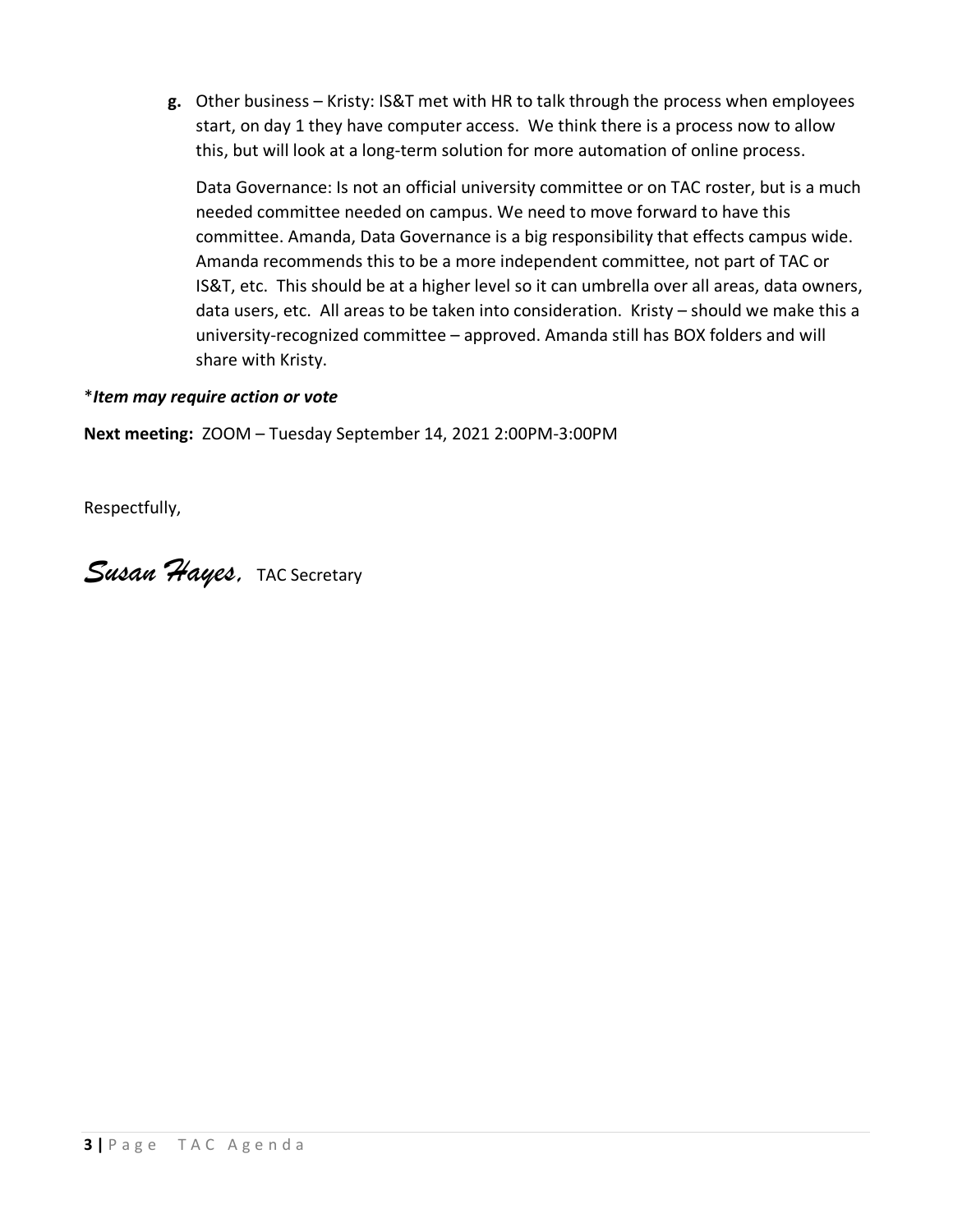**g.** Other business – Kristy: IS&T met with HR to talk through the process when employees start, on day 1 they have computer access. We think there is a process now to allow this, but will look at a long-term solution for more automation of online process.

Data Governance: Is not an official university committee or on TAC roster, but is a much needed committee needed on campus. We need to move forward to have this committee. Amanda, Data Governance is a big responsibility that effects campus wide. Amanda recommends this to be a more independent committee, not part of TAC or IS&T, etc. This should be at a higher level so it can umbrella over all areas, data owners, data users, etc. All areas to be taken into consideration. Kristy – should we make this a university-recognized committee – approved. Amanda still has BOX folders and will share with Kristy.

*\*Item may require action or vote*

**Next meeting:** ZOOM – Tuesday September 14, 2021 2:00PM-3:00PM

Respectfully,

*Susan Hayes*, TAC Secretary